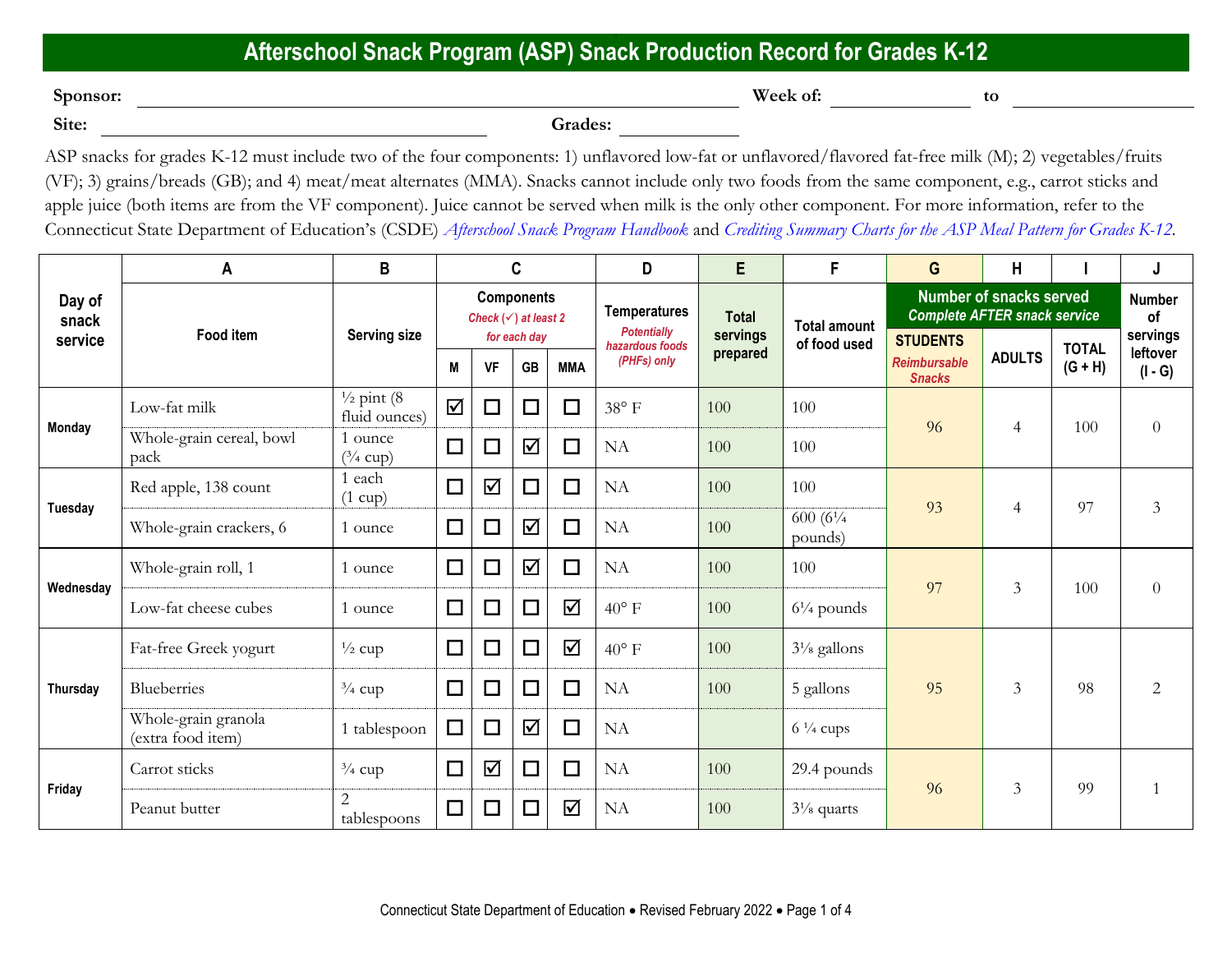# Afterschool Snack Program (ASP) Snack Production Record for Grades K-12

**Sponsor:** ______________________ **Week of:** ____________ **to** ____________

**Site:** ______________________ **Grades:** ____________

ASP snacks for grades K-12 must include two of the four components: 1) unflavored low-fat or unflavored/flavored fat-free milk (M); 2) vegetables/fruits (VF); 3) grains/breads (GB); and 4) meat/meat alternates (MMA). Snacks cannot include only two foods from the same component, e.g., carrot sticks and apple juice (both items are from the VF component). Juice cannot be served when milk is the only other component. For more information, refer to the Connecticut State Department of Education's (CSDE) *Afterschool Snack Program Handbook* and *Crediting Summary Charts for the ASP Meal Pattern for Grades K-12*.

| | A | B | C | | | | D | E | F | G | H | I | J |
|---|---|---|---|---|---|---|---|---|---|---|---|---|---|
| Day of snack service | Food item | Serving size | Components *Check (✓) at least 2 for each day* | | | | Temperatures *Potentially hazardous foods (PHFs) only* | Total servings prepared | Total amount of food used | Number of snacks served *Complete AFTER snack service* | | | Number of servings leftover (I - G) |
| | | | M | VF | GB | MMA | | | | STUDENTS *Reimbursable Snacks* | ADULTS | TOTAL (G + H) | |
| Monday | Low-fat milk | ½ pint (8 fluid ounces) | ☑ | ☐ | ☐ | ☐ | 38° F | 100 | 100 | 96 | 4 | 100 | 0 |
| | Whole-grain cereal, bowl pack | 1 ounce (¾ cup) | ☐ | ☐ | ☑ | ☐ | NA | 100 | 100 | | | | |
| Tuesday | Red apple, 138 count | 1 each (1 cup) | ☐ | ☑ | ☐ | ☐ | NA | 100 | 100 | 93 | 4 | 97 | 3 |
| | Whole-grain crackers, 6 | 1 ounce | ☐ | ☐ | ☑ | ☐ | NA | 100 | 600 (6¼ pounds) | | | | |
| Wednesday | Whole-grain roll, 1 | 1 ounce | ☐ | ☐ | ☑ | ☐ | NA | 100 | 100 | 97 | 3 | 100 | 0 |
| | Low-fat cheese cubes | 1 ounce | ☐ | ☐ | ☐ | ☑ | 40° F | 100 | 6¼ pounds | | | | |
| Thursday | Fat-free Greek yogurt | ½ cup | ☐ | ☐ | ☐ | ☑ | 40° F | 100 | 3⅛ gallons | 95 | 3 | 98 | 2 |
| | Blueberries | ¾ cup | ☐ | ☐ | ☐ | ☐ | NA | 100 | 5 gallons | | | | |
| | Whole-grain granola (extra food item) | 1 tablespoon | ☐ | ☐ | ☑ | ☐ | NA | | 6 ¼ cups | | | | |
| Friday | Carrot sticks | ¾ cup | ☐ | ☑ | ☐ | ☐ | NA | 100 | 29.4 pounds | 96 | 3 | 99 | 1 |
| | Peanut butter | 2 tablespoons | ☐ | ☐ | ☐ | ☑ | NA | 100 | 3⅛ quarts | | | | |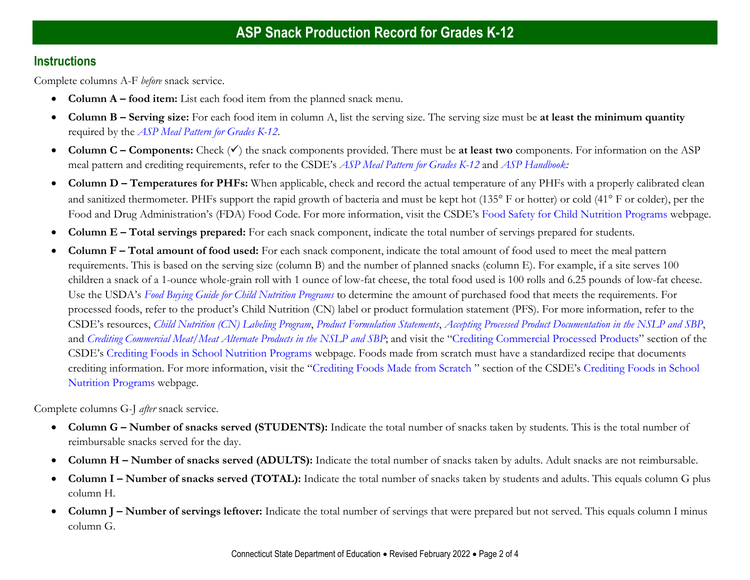# ASP Snack Production Record for Grades K-12

## Instructions

Complete columns A-F *before* snack service.

- **Column A – food item:** List each food item from the planned snack menu.
- **Column B – Serving size:** For each food item in column A, list the serving size. The serving size must be **at least the minimum quantity** required by the *ASP Meal Pattern for Grades K-12*.
- **Column C – Components:** Check (✓) the snack components provided. There must be **at least two** components. For information on the ASP meal pattern and crediting requirements, refer to the CSDE's *ASP Meal Pattern for Grades K-12* and *ASP Handbook:*
- **Column D – Temperatures for PHFs:** When applicable, check and record the actual temperature of any PHFs with a properly calibrated clean and sanitized thermometer. PHFs support the rapid growth of bacteria and must be kept hot (135° F or hotter) or cold (41° F or colder), per the Food and Drug Administration's (FDA) Food Code. For more information, visit the CSDE's Food Safety for Child Nutrition Programs webpage.
- **Column E – Total servings prepared:** For each snack component, indicate the total number of servings prepared for students.
- **Column F – Total amount of food used:** For each snack component, indicate the total amount of food used to meet the meal pattern requirements. This is based on the serving size (column B) and the number of planned snacks (column E). For example, if a site serves 100 children a snack of a 1-ounce whole-grain roll with 1 ounce of low-fat cheese, the total food used is 100 rolls and 6.25 pounds of low-fat cheese. Use the USDA's *Food Buying Guide for Child Nutrition Programs* to determine the amount of purchased food that meets the requirements. For processed foods, refer to the product's Child Nutrition (CN) label or product formulation statement (PFS). For more information, refer to the CSDE's resources, *Child Nutrition (CN) Labeling Program*, *Product Formulation Statements*, *Accepting Processed Product Documentation in the NSLP and SBP*, and *Crediting Commercial Meat/Meat Alternate Products in the NSLP and SBP*; and visit the "Crediting Commercial Processed Products" section of the CSDE's Crediting Foods in School Nutrition Programs webpage. Foods made from scratch must have a standardized recipe that documents crediting information. For more information, visit the "Crediting Foods Made from Scratch " section of the CSDE's Crediting Foods in School Nutrition Programs webpage.

Complete columns G-J *after* snack service.

- **Column G – Number of snacks served (STUDENTS):** Indicate the total number of snacks taken by students. This is the total number of reimbursable snacks served for the day.
- **Column H – Number of snacks served (ADULTS):** Indicate the total number of snacks taken by adults. Adult snacks are not reimbursable.
- **Column I – Number of snacks served (TOTAL):** Indicate the total number of snacks taken by students and adults. This equals column G plus column H.
- **Column J – Number of servings leftover:** Indicate the total number of servings that were prepared but not served. This equals column I minus column G.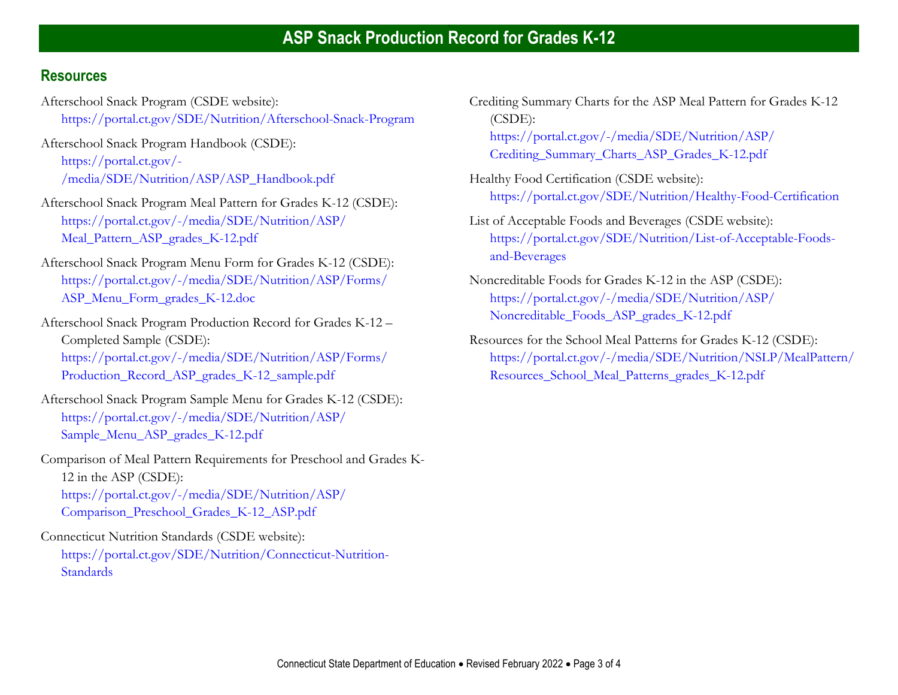# ASP Snack Production Record for Grades K-12

## Resources

Afterschool Snack Program (CSDE website):
https://portal.ct.gov/SDE/Nutrition/Afterschool-Snack-Program

Afterschool Snack Program Handbook (CSDE):
https://portal.ct.gov/-/media/SDE/Nutrition/ASP/ASP_Handbook.pdf

Afterschool Snack Program Meal Pattern for Grades K-12 (CSDE):
https://portal.ct.gov/-/media/SDE/Nutrition/ASP/Meal_Pattern_ASP_grades_K-12.pdf

Afterschool Snack Program Menu Form for Grades K-12 (CSDE):
https://portal.ct.gov/-/media/SDE/Nutrition/ASP/Forms/ASP_Menu_Form_grades_K-12.doc

Afterschool Snack Program Production Record for Grades K-12 – Completed Sample (CSDE):
https://portal.ct.gov/-/media/SDE/Nutrition/ASP/Forms/Production_Record_ASP_grades_K-12_sample.pdf

Afterschool Snack Program Sample Menu for Grades K-12 (CSDE):
https://portal.ct.gov/-/media/SDE/Nutrition/ASP/Sample_Menu_ASP_grades_K-12.pdf

Comparison of Meal Pattern Requirements for Preschool and Grades K-12 in the ASP (CSDE):
https://portal.ct.gov/-/media/SDE/Nutrition/ASP/Comparison_Preschool_Grades_K-12_ASP.pdf

Connecticut Nutrition Standards (CSDE website):
https://portal.ct.gov/SDE/Nutrition/Connecticut-Nutrition-Standards

Crediting Summary Charts for the ASP Meal Pattern for Grades K-12 (CSDE):
https://portal.ct.gov/-/media/SDE/Nutrition/ASP/Crediting_Summary_Charts_ASP_Grades_K-12.pdf

Healthy Food Certification (CSDE website):
https://portal.ct.gov/SDE/Nutrition/Healthy-Food-Certification

List of Acceptable Foods and Beverages (CSDE website):
https://portal.ct.gov/SDE/Nutrition/List-of-Acceptable-Foods-and-Beverages

Noncreditable Foods for Grades K-12 in the ASP (CSDE):
https://portal.ct.gov/-/media/SDE/Nutrition/ASP/Noncreditable_Foods_ASP_grades_K-12.pdf

Resources for the School Meal Patterns for Grades K-12 (CSDE):
https://portal.ct.gov/-/media/SDE/Nutrition/NSLP/MealPattern/Resources_School_Meal_Patterns_grades_K-12.pdf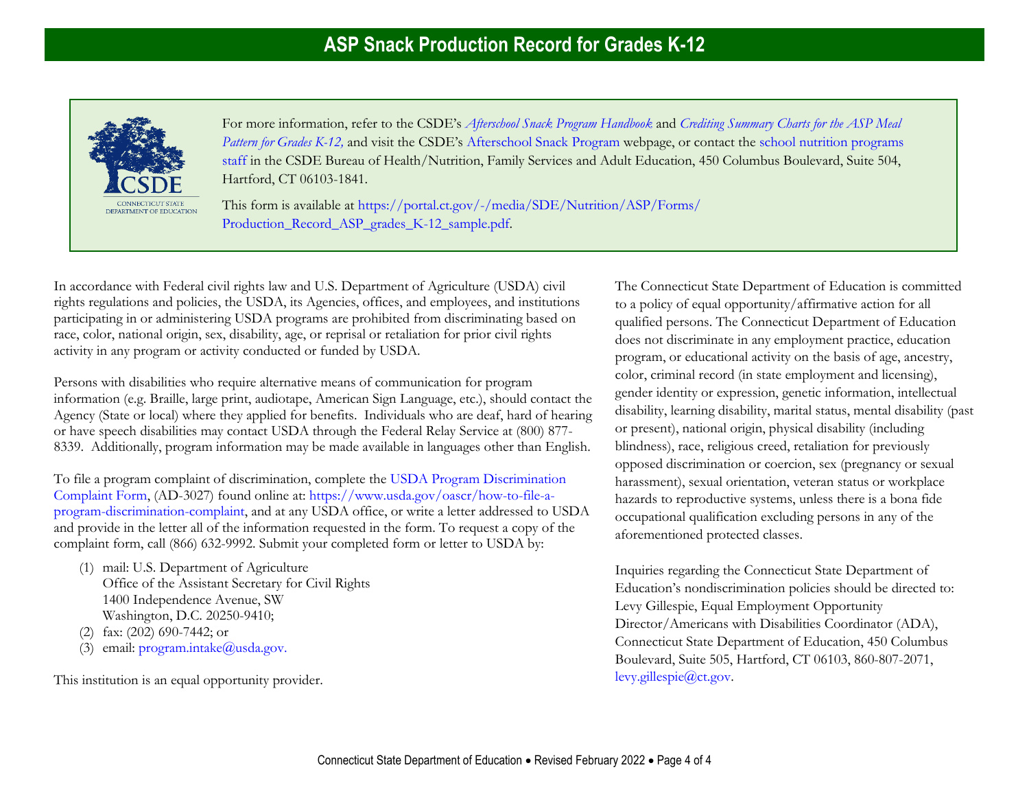# ASP Snack Production Record for Grades K-12

For more information, refer to the CSDE's *Afterschool Snack Program Handbook* and *Crediting Summary Charts for the ASP Meal Pattern for Grades K-12,* and visit the CSDE's Afterschool Snack Program webpage, or contact the school nutrition programs staff in the CSDE Bureau of Health/Nutrition, Family Services and Adult Education, 450 Columbus Boulevard, Suite 504, Hartford, CT 06103-1841.

This form is available at https://portal.ct.gov/-/media/SDE/Nutrition/ASP/Forms/Production_Record_ASP_grades_K-12_sample.pdf.

In accordance with Federal civil rights law and U.S. Department of Agriculture (USDA) civil rights regulations and policies, the USDA, its Agencies, offices, and employees, and institutions participating in or administering USDA programs are prohibited from discriminating based on race, color, national origin, sex, disability, age, or reprisal or retaliation for prior civil rights activity in any program or activity conducted or funded by USDA.

Persons with disabilities who require alternative means of communication for program information (e.g. Braille, large print, audiotape, American Sign Language, etc.), should contact the Agency (State or local) where they applied for benefits. Individuals who are deaf, hard of hearing or have speech disabilities may contact USDA through the Federal Relay Service at (800) 877-8339. Additionally, program information may be made available in languages other than English.

To file a program complaint of discrimination, complete the USDA Program Discrimination Complaint Form, (AD-3027) found online at: https://www.usda.gov/oascr/how-to-file-a-program-discrimination-complaint, and at any USDA office, or write a letter addressed to USDA and provide in the letter all of the information requested in the form. To request a copy of the complaint form, call (866) 632-9992. Submit your completed form or letter to USDA by:

(1) mail: U.S. Department of Agriculture
Office of the Assistant Secretary for Civil Rights
1400 Independence Avenue, SW
Washington, D.C. 20250-9410;
(2) fax: (202) 690-7442; or
(3) email: program.intake@usda.gov.

This institution is an equal opportunity provider.

The Connecticut State Department of Education is committed to a policy of equal opportunity/affirmative action for all qualified persons. The Connecticut Department of Education does not discriminate in any employment practice, education program, or educational activity on the basis of age, ancestry, color, criminal record (in state employment and licensing), gender identity or expression, genetic information, intellectual disability, learning disability, marital status, mental disability (past or present), national origin, physical disability (including blindness), race, religious creed, retaliation for previously opposed discrimination or coercion, sex (pregnancy or sexual harassment), sexual orientation, veteran status or workplace hazards to reproductive systems, unless there is a bona fide occupational qualification excluding persons in any of the aforementioned protected classes.

Inquiries regarding the Connecticut State Department of Education's nondiscrimination policies should be directed to: Levy Gillespie, Equal Employment Opportunity Director/Americans with Disabilities Coordinator (ADA), Connecticut State Department of Education, 450 Columbus Boulevard, Suite 505, Hartford, CT 06103, 860-807-2071, levy.gillespie@ct.gov.